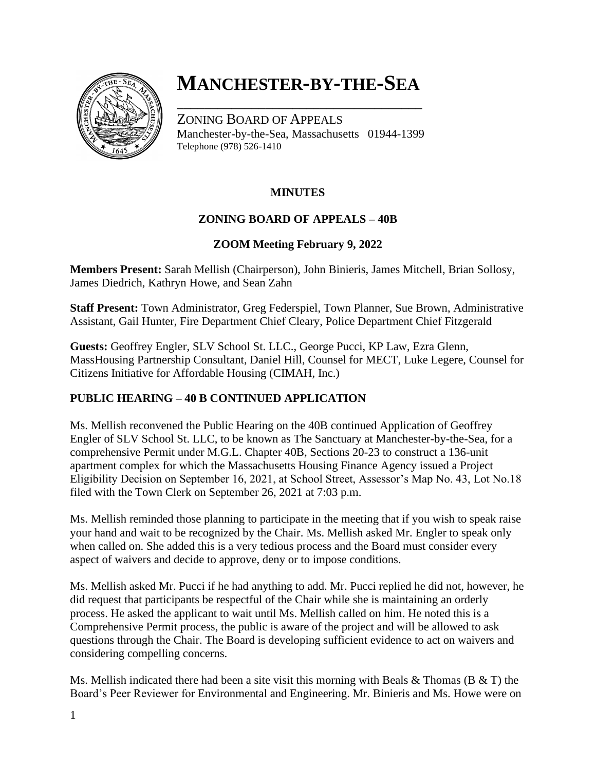# MANCHESTER-BY-THE-SEA

ZONING BOARD OF APPEALS
Manchester-by-the-Sea, Massachusetts 01944-1399
Telephone (978) 526-1410

**MINUTES**

**ZONING BOARD OF APPEALS – 40B**

**ZOOM Meeting February 9, 2022**

**Members Present:** Sarah Mellish (Chairperson), John Binieris, James Mitchell, Brian Sollosy, James Diedrich, Kathryn Howe, and Sean Zahn

**Staff Present:** Town Administrator, Greg Federspiel, Town Planner, Sue Brown, Administrative Assistant, Gail Hunter, Fire Department Chief Cleary, Police Department Chief Fitzgerald

**Guests:** Geoffrey Engler, SLV School St. LLC., George Pucci, KP Law, Ezra Glenn, MassHousing Partnership Consultant, Daniel Hill, Counsel for MECT, Luke Legere, Counsel for Citizens Initiative for Affordable Housing (CIMAH, Inc.)

**PUBLIC HEARING – 40 B CONTINUED APPLICATION**

Ms. Mellish reconvened the Public Hearing on the 40B continued Application of Geoffrey Engler of SLV School St. LLC, to be known as The Sanctuary at Manchester-by-the-Sea, for a comprehensive Permit under M.G.L. Chapter 40B, Sections 20-23 to construct a 136-unit apartment complex for which the Massachusetts Housing Finance Agency issued a Project Eligibility Decision on September 16, 2021, at School Street, Assessor's Map No. 43, Lot No.18 filed with the Town Clerk on September 26, 2021 at 7:03 p.m.

Ms. Mellish reminded those planning to participate in the meeting that if you wish to speak raise your hand and wait to be recognized by the Chair. Ms. Mellish asked Mr. Engler to speak only when called on. She added this is a very tedious process and the Board must consider every aspect of waivers and decide to approve, deny or to impose conditions.

Ms. Mellish asked Mr. Pucci if he had anything to add. Mr. Pucci replied he did not, however, he did request that participants be respectful of the Chair while she is maintaining an orderly process. He asked the applicant to wait until Ms. Mellish called on him. He noted this is a Comprehensive Permit process, the public is aware of the project and will be allowed to ask questions through the Chair. The Board is developing sufficient evidence to act on waivers and considering compelling concerns.

Ms. Mellish indicated there had been a site visit this morning with Beals & Thomas (B & T) the Board's Peer Reviewer for Environmental and Engineering. Mr. Binieris and Ms. Howe were on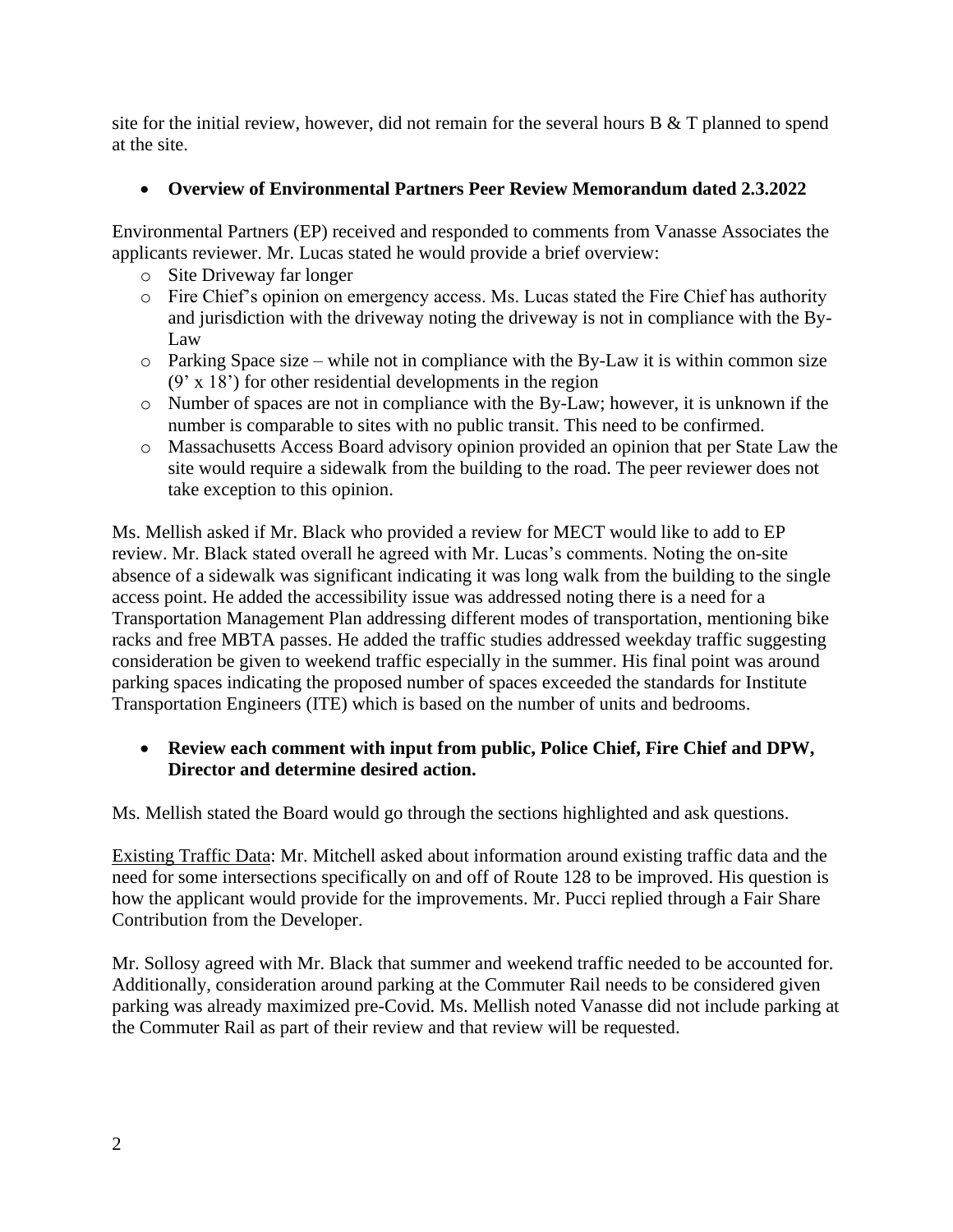site for the initial review, however, did not remain for the several hours B & T planned to spend at the site.

- **Overview of Environmental Partners Peer Review Memorandum dated 2.3.2022**

Environmental Partners (EP) received and responded to comments from Vanasse Associates the applicants reviewer. Mr. Lucas stated he would provide a brief overview:

- Site Driveway far longer
- Fire Chief's opinion on emergency access. Ms. Lucas stated the Fire Chief has authority and jurisdiction with the driveway noting the driveway is not in compliance with the By-Law
- Parking Space size – while not in compliance with the By-Law it is within common size (9' x 18') for other residential developments in the region
- Number of spaces are not in compliance with the By-Law; however, it is unknown if the number is comparable to sites with no public transit. This need to be confirmed.
- Massachusetts Access Board advisory opinion provided an opinion that per State Law the site would require a sidewalk from the building to the road. The peer reviewer does not take exception to this opinion.

Ms. Mellish asked if Mr. Black who provided a review for MECT would like to add to EP review. Mr. Black stated overall he agreed with Mr. Lucas's comments. Noting the on-site absence of a sidewalk was significant indicating it was long walk from the building to the single access point. He added the accessibility issue was addressed noting there is a need for a Transportation Management Plan addressing different modes of transportation, mentioning bike racks and free MBTA passes. He added the traffic studies addressed weekday traffic suggesting consideration be given to weekend traffic especially in the summer. His final point was around parking spaces indicating the proposed number of spaces exceeded the standards for Institute Transportation Engineers (ITE) which is based on the number of units and bedrooms.

- **Review each comment with input from public, Police Chief, Fire Chief and DPW, Director and determine desired action.**

Ms. Mellish stated the Board would go through the sections highlighted and ask questions.

Existing Traffic Data: Mr. Mitchell asked about information around existing traffic data and the need for some intersections specifically on and off of Route 128 to be improved. His question is how the applicant would provide for the improvements. Mr. Pucci replied through a Fair Share Contribution from the Developer.

Mr. Sollosy agreed with Mr. Black that summer and weekend traffic needed to be accounted for. Additionally, consideration around parking at the Commuter Rail needs to be considered given parking was already maximized pre-Covid. Ms. Mellish noted Vanasse did not include parking at the Commuter Rail as part of their review and that review will be requested.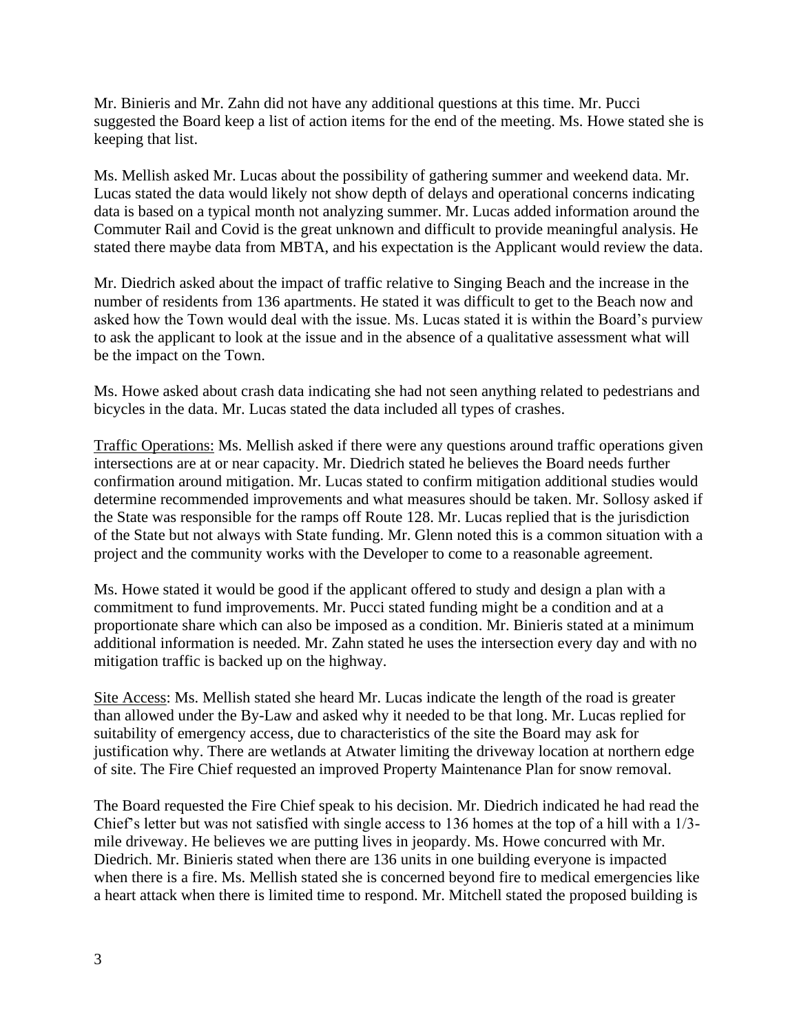Mr. Binieris and Mr. Zahn did not have any additional questions at this time. Mr. Pucci suggested the Board keep a list of action items for the end of the meeting. Ms. Howe stated she is keeping that list.

Ms. Mellish asked Mr. Lucas about the possibility of gathering summer and weekend data. Mr. Lucas stated the data would likely not show depth of delays and operational concerns indicating data is based on a typical month not analyzing summer. Mr. Lucas added information around the Commuter Rail and Covid is the great unknown and difficult to provide meaningful analysis. He stated there maybe data from MBTA, and his expectation is the Applicant would review the data.

Mr. Diedrich asked about the impact of traffic relative to Singing Beach and the increase in the number of residents from 136 apartments. He stated it was difficult to get to the Beach now and asked how the Town would deal with the issue. Ms. Lucas stated it is within the Board's purview to ask the applicant to look at the issue and in the absence of a qualitative assessment what will be the impact on the Town.

Ms. Howe asked about crash data indicating she had not seen anything related to pedestrians and bicycles in the data. Mr. Lucas stated the data included all types of crashes.

<u>Traffic Operations:</u> Ms. Mellish asked if there were any questions around traffic operations given intersections are at or near capacity. Mr. Diedrich stated he believes the Board needs further confirmation around mitigation. Mr. Lucas stated to confirm mitigation additional studies would determine recommended improvements and what measures should be taken. Mr. Sollosy asked if the State was responsible for the ramps off Route 128. Mr. Lucas replied that is the jurisdiction of the State but not always with State funding. Mr. Glenn noted this is a common situation with a project and the community works with the Developer to come to a reasonable agreement.

Ms. Howe stated it would be good if the applicant offered to study and design a plan with a commitment to fund improvements. Mr. Pucci stated funding might be a condition and at a proportionate share which can also be imposed as a condition. Mr. Binieris stated at a minimum additional information is needed. Mr. Zahn stated he uses the intersection every day and with no mitigation traffic is backed up on the highway.

<u>Site Access</u>: Ms. Mellish stated she heard Mr. Lucas indicate the length of the road is greater than allowed under the By-Law and asked why it needed to be that long. Mr. Lucas replied for suitability of emergency access, due to characteristics of the site the Board may ask for justification why. There are wetlands at Atwater limiting the driveway location at northern edge of site. The Fire Chief requested an improved Property Maintenance Plan for snow removal.

The Board requested the Fire Chief speak to his decision. Mr. Diedrich indicated he had read the Chief's letter but was not satisfied with single access to 136 homes at the top of a hill with a 1/3-mile driveway. He believes we are putting lives in jeopardy. Ms. Howe concurred with Mr. Diedrich. Mr. Binieris stated when there are 136 units in one building everyone is impacted when there is a fire. Ms. Mellish stated she is concerned beyond fire to medical emergencies like a heart attack when there is limited time to respond. Mr. Mitchell stated the proposed building is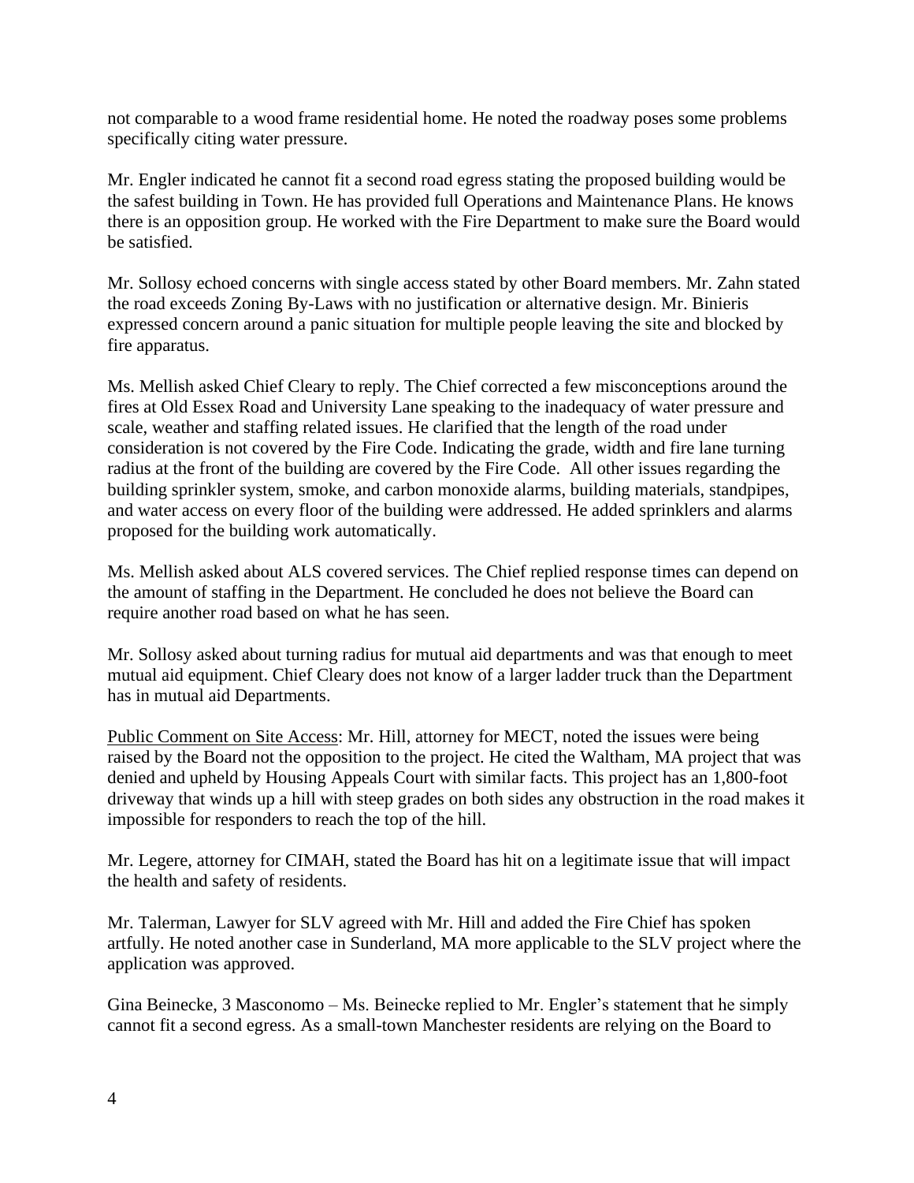not comparable to a wood frame residential home. He noted the roadway poses some problems specifically citing water pressure.

Mr. Engler indicated he cannot fit a second road egress stating the proposed building would be the safest building in Town. He has provided full Operations and Maintenance Plans. He knows there is an opposition group. He worked with the Fire Department to make sure the Board would be satisfied.

Mr. Sollosy echoed concerns with single access stated by other Board members. Mr. Zahn stated the road exceeds Zoning By-Laws with no justification or alternative design. Mr. Binieris expressed concern around a panic situation for multiple people leaving the site and blocked by fire apparatus.

Ms. Mellish asked Chief Cleary to reply. The Chief corrected a few misconceptions around the fires at Old Essex Road and University Lane speaking to the inadequacy of water pressure and scale, weather and staffing related issues. He clarified that the length of the road under consideration is not covered by the Fire Code. Indicating the grade, width and fire lane turning radius at the front of the building are covered by the Fire Code. All other issues regarding the building sprinkler system, smoke, and carbon monoxide alarms, building materials, standpipes, and water access on every floor of the building were addressed. He added sprinklers and alarms proposed for the building work automatically.

Ms. Mellish asked about ALS covered services. The Chief replied response times can depend on the amount of staffing in the Department. He concluded he does not believe the Board can require another road based on what he has seen.

Mr. Sollosy asked about turning radius for mutual aid departments and was that enough to meet mutual aid equipment. Chief Cleary does not know of a larger ladder truck than the Department has in mutual aid Departments.

<u>Public Comment on Site Access</u>: Mr. Hill, attorney for MECT, noted the issues were being raised by the Board not the opposition to the project. He cited the Waltham, MA project that was denied and upheld by Housing Appeals Court with similar facts. This project has an 1,800-foot driveway that winds up a hill with steep grades on both sides any obstruction in the road makes it impossible for responders to reach the top of the hill.

Mr. Legere, attorney for CIMAH, stated the Board has hit on a legitimate issue that will impact the health and safety of residents.

Mr. Talerman, Lawyer for SLV agreed with Mr. Hill and added the Fire Chief has spoken artfully. He noted another case in Sunderland, MA more applicable to the SLV project where the application was approved.

Gina Beinecke, 3 Masconomo – Ms. Beinecke replied to Mr. Engler's statement that he simply cannot fit a second egress. As a small-town Manchester residents are relying on the Board to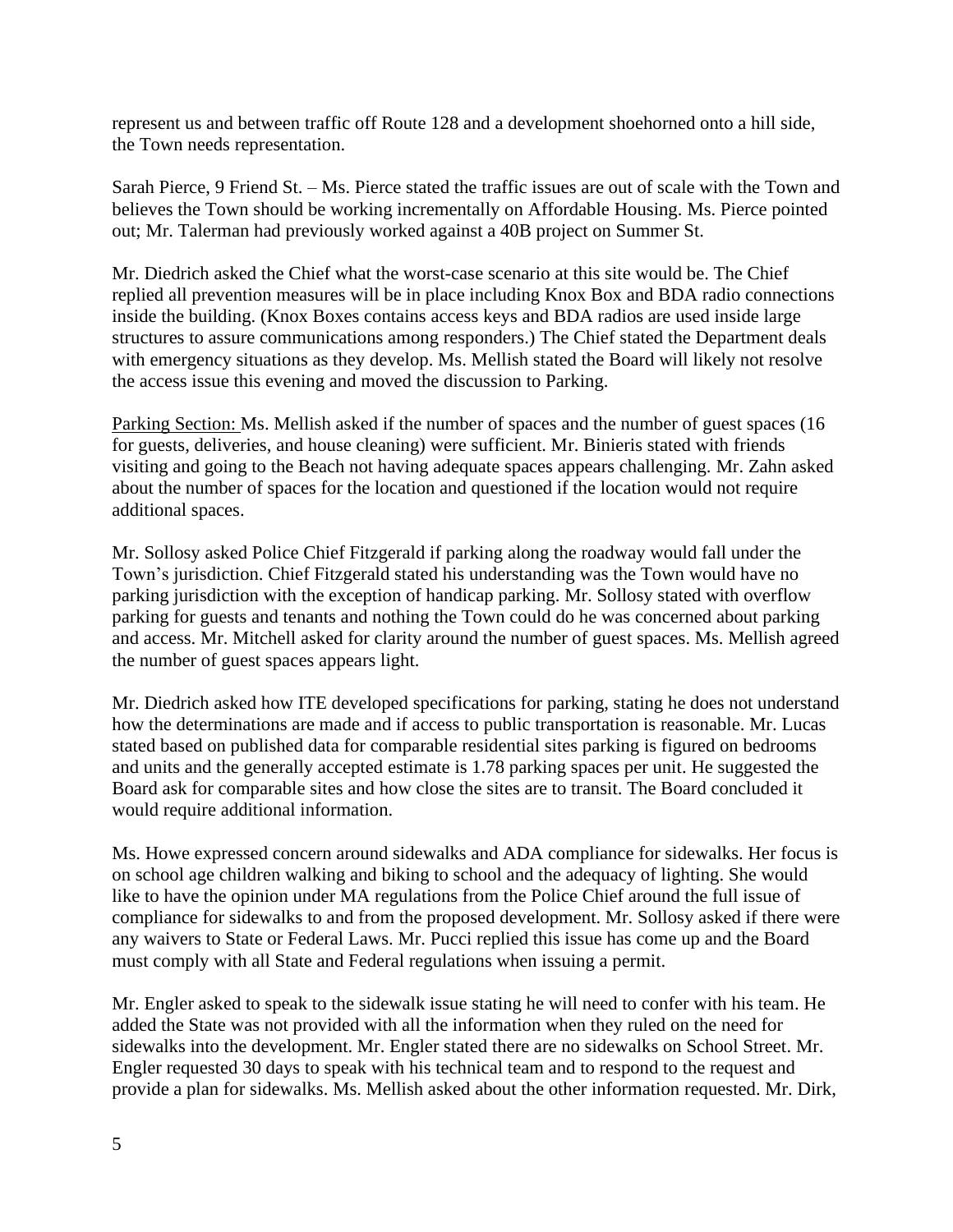represent us and between traffic off Route 128 and a development shoehorned onto a hill side, the Town needs representation.

Sarah Pierce, 9 Friend St. – Ms. Pierce stated the traffic issues are out of scale with the Town and believes the Town should be working incrementally on Affordable Housing. Ms. Pierce pointed out; Mr. Talerman had previously worked against a 40B project on Summer St.

Mr. Diedrich asked the Chief what the worst-case scenario at this site would be. The Chief replied all prevention measures will be in place including Knox Box and BDA radio connections inside the building. (Knox Boxes contains access keys and BDA radios are used inside large structures to assure communications among responders.) The Chief stated the Department deals with emergency situations as they develop. Ms. Mellish stated the Board will likely not resolve the access issue this evening and moved the discussion to Parking.

<u>Parking Section:</u> Ms. Mellish asked if the number of spaces and the number of guest spaces (16 for guests, deliveries, and house cleaning) were sufficient. Mr. Binieris stated with friends visiting and going to the Beach not having adequate spaces appears challenging. Mr. Zahn asked about the number of spaces for the location and questioned if the location would not require additional spaces.

Mr. Sollosy asked Police Chief Fitzgerald if parking along the roadway would fall under the Town's jurisdiction. Chief Fitzgerald stated his understanding was the Town would have no parking jurisdiction with the exception of handicap parking. Mr. Sollosy stated with overflow parking for guests and tenants and nothing the Town could do he was concerned about parking and access. Mr. Mitchell asked for clarity around the number of guest spaces. Ms. Mellish agreed the number of guest spaces appears light.

Mr. Diedrich asked how ITE developed specifications for parking, stating he does not understand how the determinations are made and if access to public transportation is reasonable. Mr. Lucas stated based on published data for comparable residential sites parking is figured on bedrooms and units and the generally accepted estimate is 1.78 parking spaces per unit. He suggested the Board ask for comparable sites and how close the sites are to transit. The Board concluded it would require additional information.

Ms. Howe expressed concern around sidewalks and ADA compliance for sidewalks. Her focus is on school age children walking and biking to school and the adequacy of lighting. She would like to have the opinion under MA regulations from the Police Chief around the full issue of compliance for sidewalks to and from the proposed development. Mr. Sollosy asked if there were any waivers to State or Federal Laws. Mr. Pucci replied this issue has come up and the Board must comply with all State and Federal regulations when issuing a permit.

Mr. Engler asked to speak to the sidewalk issue stating he will need to confer with his team. He added the State was not provided with all the information when they ruled on the need for sidewalks into the development. Mr. Engler stated there are no sidewalks on School Street. Mr. Engler requested 30 days to speak with his technical team and to respond to the request and provide a plan for sidewalks. Ms. Mellish asked about the other information requested. Mr. Dirk,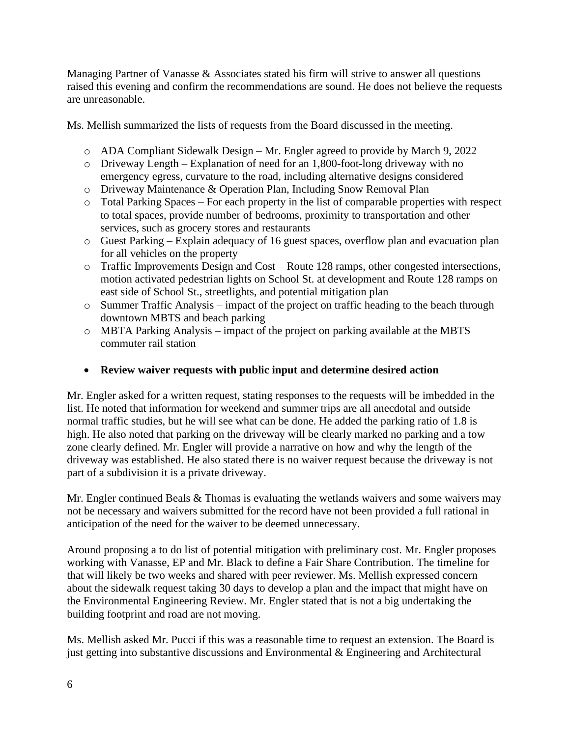Managing Partner of Vanasse & Associates stated his firm will strive to answer all questions raised this evening and confirm the recommendations are sound. He does not believe the requests are unreasonable.

Ms. Mellish summarized the lists of requests from the Board discussed in the meeting.

- ADA Compliant Sidewalk Design – Mr. Engler agreed to provide by March 9, 2022
- Driveway Length – Explanation of need for an 1,800-foot-long driveway with no emergency egress, curvature to the road, including alternative designs considered
- Driveway Maintenance & Operation Plan, Including Snow Removal Plan
- Total Parking Spaces – For each property in the list of comparable properties with respect to total spaces, provide number of bedrooms, proximity to transportation and other services, such as grocery stores and restaurants
- Guest Parking – Explain adequacy of 16 guest spaces, overflow plan and evacuation plan for all vehicles on the property
- Traffic Improvements Design and Cost – Route 128 ramps, other congested intersections, motion activated pedestrian lights on School St. at development and Route 128 ramps on east side of School St., streetlights, and potential mitigation plan
- Summer Traffic Analysis – impact of the project on traffic heading to the beach through downtown MBTS and beach parking
- MBTA Parking Analysis – impact of the project on parking available at the MBTS commuter rail station

- **Review waiver requests with public input and determine desired action**

Mr. Engler asked for a written request, stating responses to the requests will be imbedded in the list. He noted that information for weekend and summer trips are all anecdotal and outside normal traffic studies, but he will see what can be done. He added the parking ratio of 1.8 is high. He also noted that parking on the driveway will be clearly marked no parking and a tow zone clearly defined. Mr. Engler will provide a narrative on how and why the length of the driveway was established. He also stated there is no waiver request because the driveway is not part of a subdivision it is a private driveway.

Mr. Engler continued Beals & Thomas is evaluating the wetlands waivers and some waivers may not be necessary and waivers submitted for the record have not been provided a full rational in anticipation of the need for the waiver to be deemed unnecessary.

Around proposing a to do list of potential mitigation with preliminary cost. Mr. Engler proposes working with Vanasse, EP and Mr. Black to define a Fair Share Contribution. The timeline for that will likely be two weeks and shared with peer reviewer. Ms. Mellish expressed concern about the sidewalk request taking 30 days to develop a plan and the impact that might have on the Environmental Engineering Review. Mr. Engler stated that is not a big undertaking the building footprint and road are not moving.

Ms. Mellish asked Mr. Pucci if this was a reasonable time to request an extension. The Board is just getting into substantive discussions and Environmental & Engineering and Architectural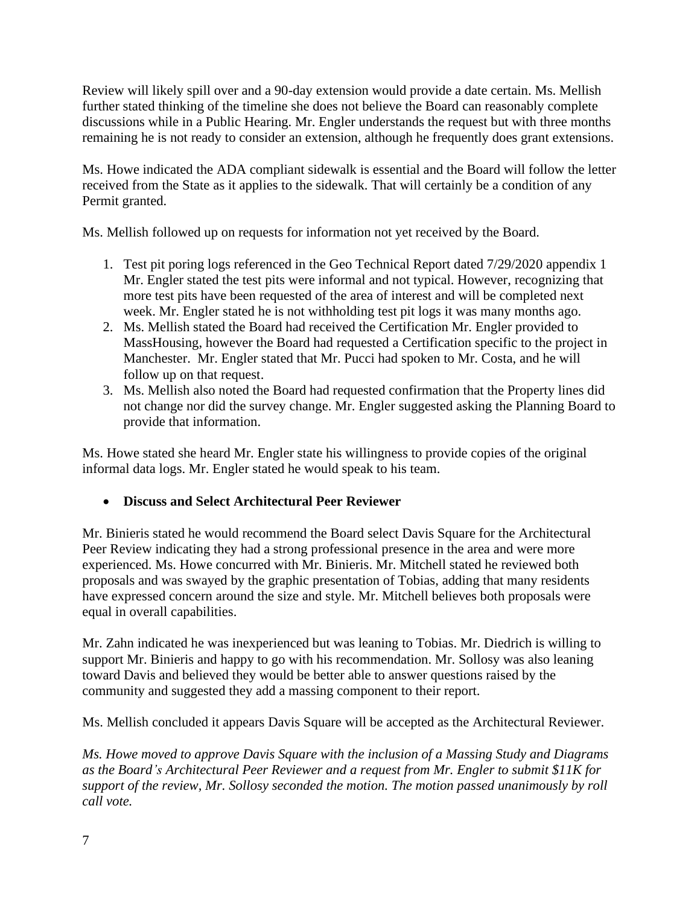Review will likely spill over and a 90-day extension would provide a date certain. Ms. Mellish further stated thinking of the timeline she does not believe the Board can reasonably complete discussions while in a Public Hearing. Mr. Engler understands the request but with three months remaining he is not ready to consider an extension, although he frequently does grant extensions.

Ms. Howe indicated the ADA compliant sidewalk is essential and the Board will follow the letter received from the State as it applies to the sidewalk. That will certainly be a condition of any Permit granted.

Ms. Mellish followed up on requests for information not yet received by the Board.

1. Test pit poring logs referenced in the Geo Technical Report dated 7/29/2020 appendix 1 Mr. Engler stated the test pits were informal and not typical. However, recognizing that more test pits have been requested of the area of interest and will be completed next week. Mr. Engler stated he is not withholding test pit logs it was many months ago.
2. Ms. Mellish stated the Board had received the Certification Mr. Engler provided to MassHousing, however the Board had requested a Certification specific to the project in Manchester. Mr. Engler stated that Mr. Pucci had spoken to Mr. Costa, and he will follow up on that request.
3. Ms. Mellish also noted the Board had requested confirmation that the Property lines did not change nor did the survey change. Mr. Engler suggested asking the Planning Board to provide that information.

Ms. Howe stated she heard Mr. Engler state his willingness to provide copies of the original informal data logs. Mr. Engler stated he would speak to his team.

- **Discuss and Select Architectural Peer Reviewer**

Mr. Binieris stated he would recommend the Board select Davis Square for the Architectural Peer Review indicating they had a strong professional presence in the area and were more experienced. Ms. Howe concurred with Mr. Binieris. Mr. Mitchell stated he reviewed both proposals and was swayed by the graphic presentation of Tobias, adding that many residents have expressed concern around the size and style. Mr. Mitchell believes both proposals were equal in overall capabilities.

Mr. Zahn indicated he was inexperienced but was leaning to Tobias. Mr. Diedrich is willing to support Mr. Binieris and happy to go with his recommendation. Mr. Sollosy was also leaning toward Davis and believed they would be better able to answer questions raised by the community and suggested they add a massing component to their report.

Ms. Mellish concluded it appears Davis Square will be accepted as the Architectural Reviewer.

*Ms. Howe moved to approve Davis Square with the inclusion of a Massing Study and Diagrams as the Board's Architectural Peer Reviewer and a request from Mr. Engler to submit $11K for support of the review, Mr. Sollosy seconded the motion. The motion passed unanimously by roll call vote.*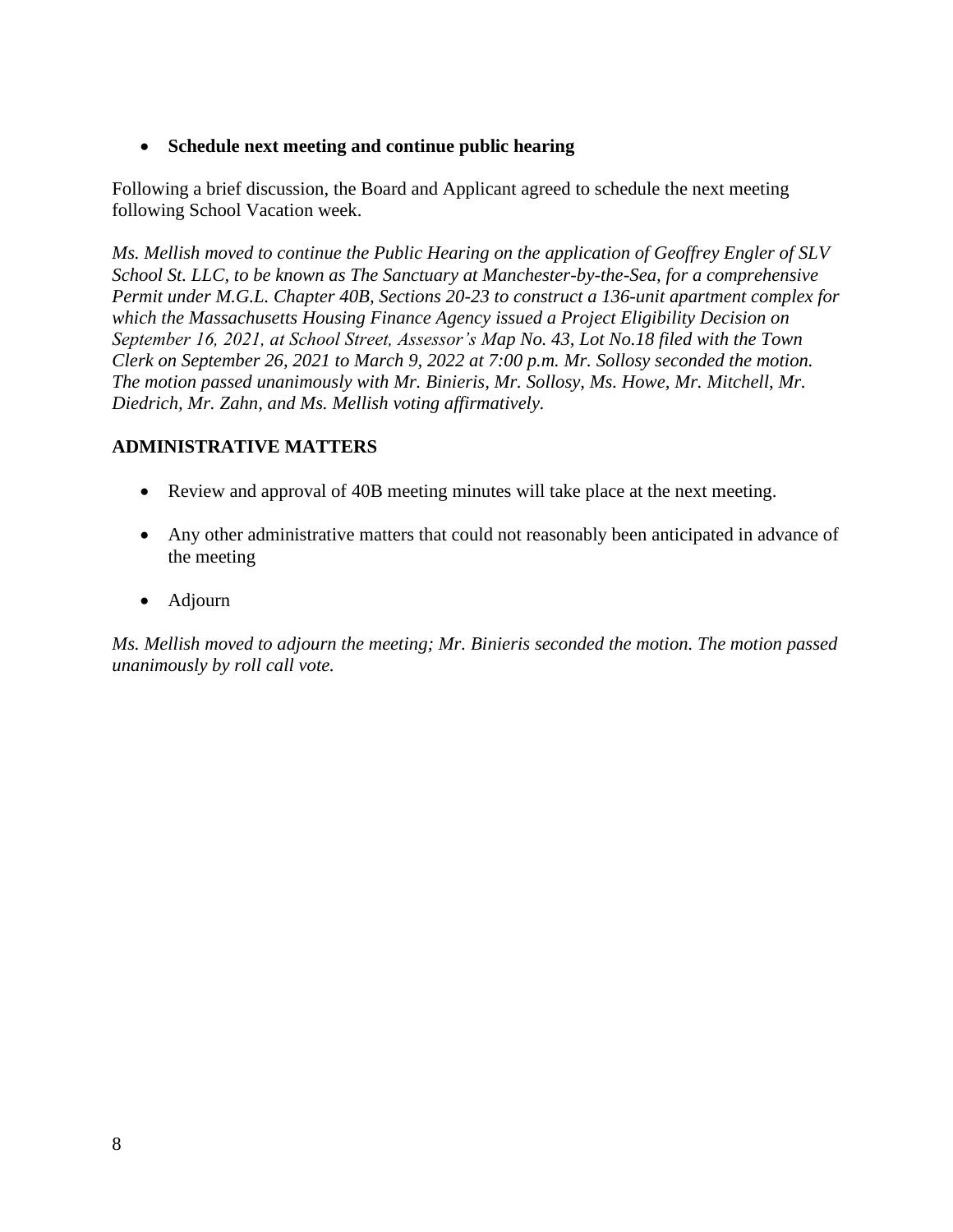- **Schedule next meeting and continue public hearing**

Following a brief discussion, the Board and Applicant agreed to schedule the next meeting following School Vacation week.

*Ms. Mellish moved to continue the Public Hearing on the application of Geoffrey Engler of SLV School St. LLC, to be known as The Sanctuary at Manchester-by-the-Sea, for a comprehensive Permit under M.G.L. Chapter 40B, Sections 20-23 to construct a 136-unit apartment complex for which the Massachusetts Housing Finance Agency issued a Project Eligibility Decision on September 16, 2021, at School Street, Assessor's Map No. 43, Lot No.18 filed with the Town Clerk on September 26, 2021 to March 9, 2022 at 7:00 p.m. Mr. Sollosy seconded the motion. The motion passed unanimously with Mr. Binieris, Mr. Sollosy, Ms. Howe, Mr. Mitchell, Mr. Diedrich, Mr. Zahn, and Ms. Mellish voting affirmatively.*

## ADMINISTRATIVE MATTERS

- Review and approval of 40B meeting minutes will take place at the next meeting.
- Any other administrative matters that could not reasonably been anticipated in advance of the meeting
- Adjourn

*Ms. Mellish moved to adjourn the meeting; Mr. Binieris seconded the motion. The motion passed unanimously by roll call vote.*